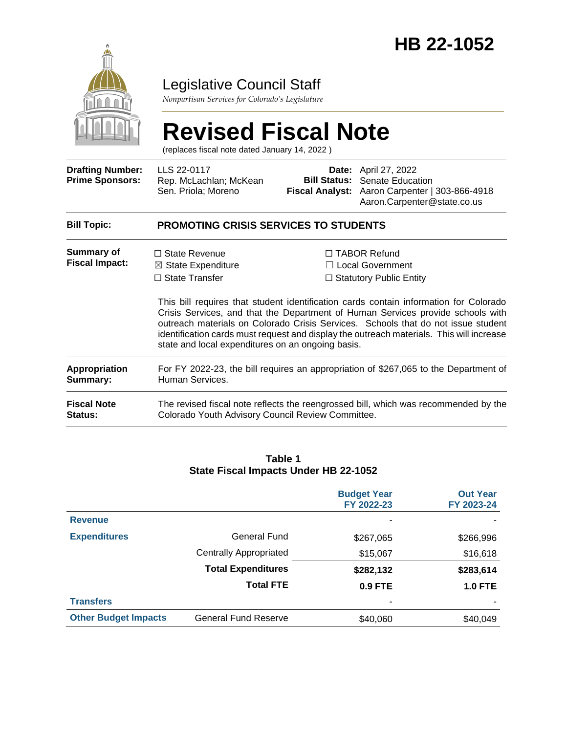# HB 22-1052

Legislative Council Staff

*Nonpartisan Services for Colorado's Legislature*

# Revised Fiscal Note

(replaces fiscal note dated January 14, 2022 )

| | | | |
|---|---|---|---|
| **Drafting Number:** | LLS 22-0117 | **Date:** | April 27, 2022 |
| **Prime Sponsors:** | Rep. McLachlan; McKean<br>Sen. Priola; Moreno | **Bill Status:** | Senate Education |
| | | **Fiscal Analyst:** | Aaron Carpenter \| 303-866-4918<br>Aaron.Carpenter@state.co.us |

**Bill Topic:** **PROMOTING CRISIS SERVICES TO STUDENTS**

**Summary of Fiscal Impact:**

☐ State Revenue
☒ State Expenditure
☐ State Transfer
☐ TABOR Refund
☐ Local Government
☐ Statutory Public Entity

This bill requires that student identification cards contain information for Colorado Crisis Services, and that the Department of Human Services provide schools with outreach materials on Colorado Crisis Services. Schools that do not issue student identification cards must request and display the outreach materials. This will increase state and local expenditures on an ongoing basis.

**Appropriation Summary:** For FY 2022-23, the bill requires an appropriation of $267,065 to the Department of Human Services.

**Fiscal Note Status:** The revised fiscal note reflects the reengrossed bill, which was recommended by the Colorado Youth Advisory Council Review Committee.

**Table 1**
**State Fiscal Impacts Under HB 22-1052**

| | | Budget Year FY 2022-23 | Out Year FY 2023-24 |
|---|---|---|---|
| **Revenue** | | - | - |
| **Expenditures** | General Fund | $267,065 | $266,996 |
| | Centrally Appropriated | $15,067 | $16,618 |
| | **Total Expenditures** | **$282,132** | **$283,614** |
| | **Total FTE** | **0.9 FTE** | **1.0 FTE** |
| **Transfers** | | - | - |
| **Other Budget Impacts** | General Fund Reserve | $40,060 | $40,049 |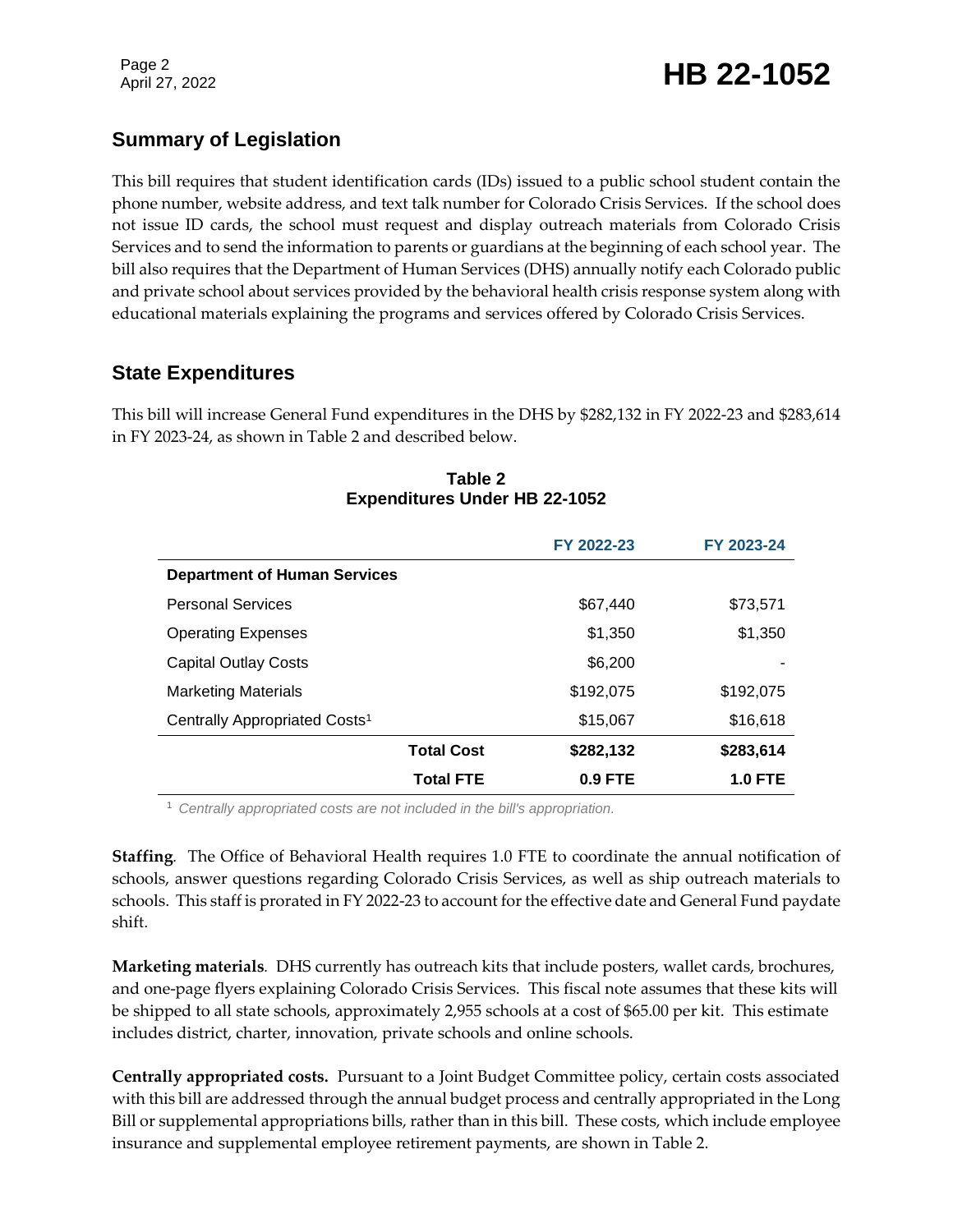## Summary of Legislation

This bill requires that student identification cards (IDs) issued to a public school student contain the phone number, website address, and text talk number for Colorado Crisis Services. If the school does not issue ID cards, the school must request and display outreach materials from Colorado Crisis Services and to send the information to parents or guardians at the beginning of each school year. The bill also requires that the Department of Human Services (DHS) annually notify each Colorado public and private school about services provided by the behavioral health crisis response system along with educational materials explaining the programs and services offered by Colorado Crisis Services.

## State Expenditures

This bill will increase General Fund expenditures in the DHS by $282,132 in FY 2022-23 and $283,614 in FY 2023-24, as shown in Table 2 and described below.

**Table 2**
**Expenditures Under HB 22-1052**

| | FY 2022-23 | FY 2023-24 |
|---|---|---|
| **Department of Human Services** | | |
| Personal Services | $67,440 | $73,571 |
| Operating Expenses | $1,350 | $1,350 |
| Capital Outlay Costs | $6,200 | - |
| Marketing Materials | $192,075 | $192,075 |
| Centrally Appropriated Costs[1] | $15,067 | $16,618 |
| **Total Cost** | **$282,132** | **$283,614** |
| **Total FTE** | **0.9 FTE** | **1.0 FTE** |

[1] *Centrally appropriated costs are not included in the bill's appropriation.*

**Staffing**. The Office of Behavioral Health requires 1.0 FTE to coordinate the annual notification of schools, answer questions regarding Colorado Crisis Services, as well as ship outreach materials to schools. This staff is prorated in FY 2022-23 to account for the effective date and General Fund paydate shift.

**Marketing materials**. DHS currently has outreach kits that include posters, wallet cards, brochures, and one-page flyers explaining Colorado Crisis Services. This fiscal note assumes that these kits will be shipped to all state schools, approximately 2,955 schools at a cost of $65.00 per kit. This estimate includes district, charter, innovation, private schools and online schools.

**Centrally appropriated costs.** Pursuant to a Joint Budget Committee policy, certain costs associated with this bill are addressed through the annual budget process and centrally appropriated in the Long Bill or supplemental appropriations bills, rather than in this bill. These costs, which include employee insurance and supplemental employee retirement payments, are shown in Table 2.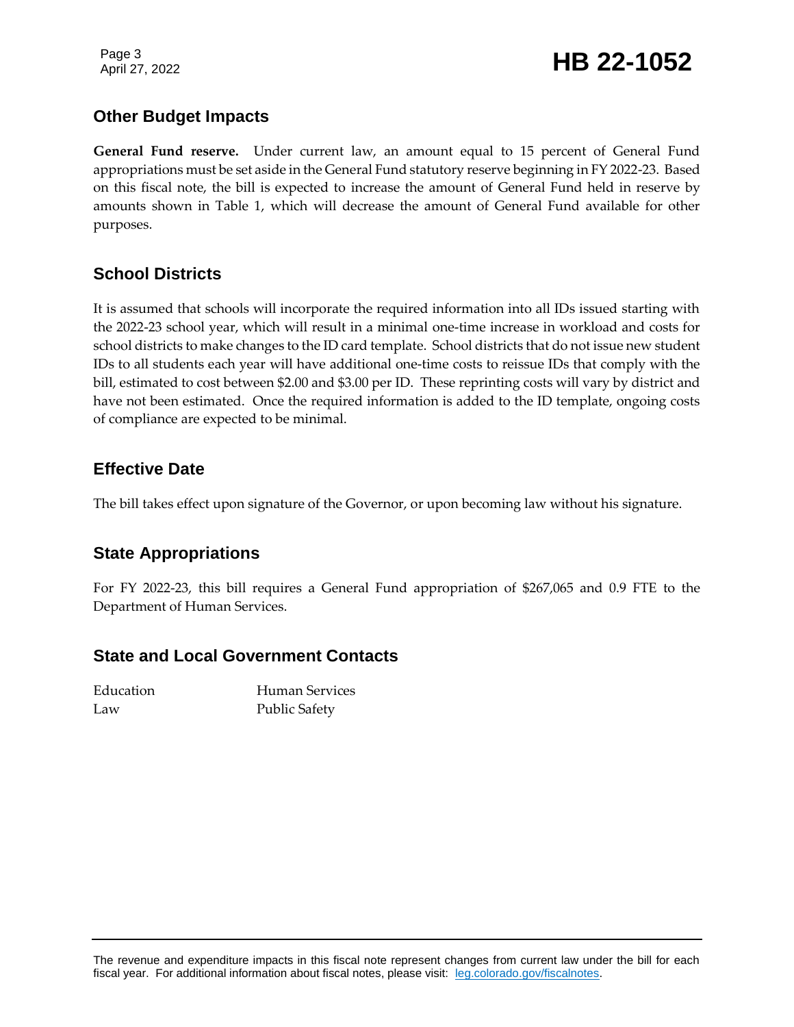## Other Budget Impacts

**General Fund reserve.** Under current law, an amount equal to 15 percent of General Fund appropriations must be set aside in the General Fund statutory reserve beginning in FY 2022-23. Based on this fiscal note, the bill is expected to increase the amount of General Fund held in reserve by amounts shown in Table 1, which will decrease the amount of General Fund available for other purposes.

## School Districts

It is assumed that schools will incorporate the required information into all IDs issued starting with the 2022-23 school year, which will result in a minimal one-time increase in workload and costs for school districts to make changes to the ID card template. School districts that do not issue new student IDs to all students each year will have additional one-time costs to reissue IDs that comply with the bill, estimated to cost between $2.00 and $3.00 per ID. These reprinting costs will vary by district and have not been estimated. Once the required information is added to the ID template, ongoing costs of compliance are expected to be minimal.

## Effective Date

The bill takes effect upon signature of the Governor, or upon becoming law without his signature.

## State Appropriations

For FY 2022-23, this bill requires a General Fund appropriation of $267,065 and 0.9 FTE to the Department of Human Services.

## State and Local Government Contacts

| | |
|---|---|
| Education | Human Services |
| Law | Public Safety |

The revenue and expenditure impacts in this fiscal note represent changes from current law under the bill for each fiscal year. For additional information about fiscal notes, please visit: leg.colorado.gov/fiscalnotes.